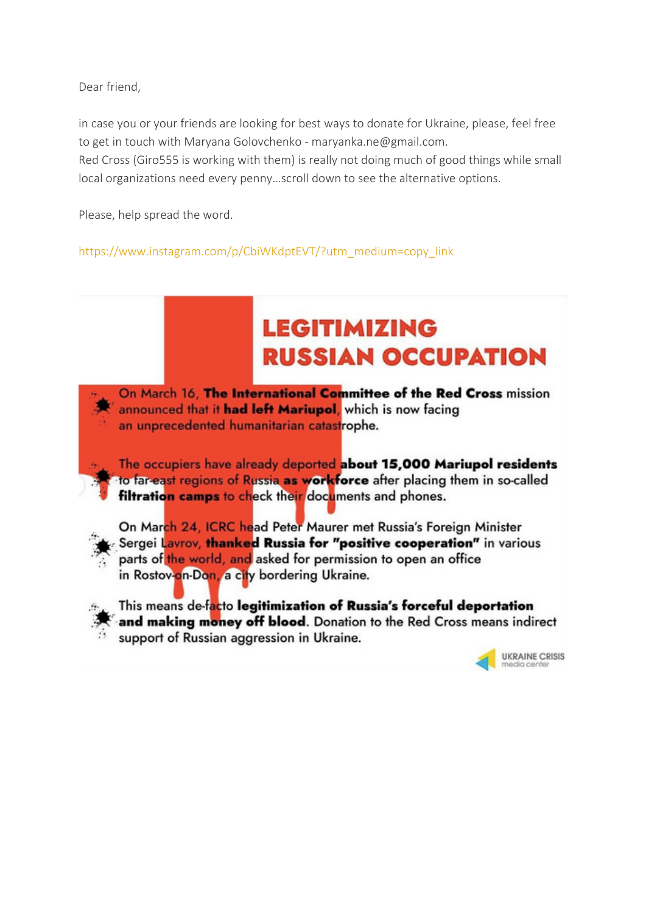Dear friend,

in case you or your friends are looking for best ways to donate for Ukraine, please, feel free to get in touch with Maryana Golovchenko - maryanka.ne@gmail.com.
Red Cross (Giro555 is working with them) is really not doing much of good things while small local organizations need every penny…scroll down to see the alternative options.

Please, help spread the word.

https://www.instagram.com/p/CbiWKdptEVT/?utm_medium=copy_link

# LEGITIMIZING RUSSIAN OCCUPATION

- On March 16, **The International Committee of the Red Cross** mission announced that it **had left Mariupol**, which is now facing an unprecedented humanitarian catastrophe.
- The occupiers have already deported **about 15,000 Mariupol residents** to far-east regions of Russia **as workforce** after placing them in so-called **filtration camps** to check their documents and phones.
- On March 24, ICRC head Peter Maurer met Russia's Foreign Minister Sergei Lavrov, **thanked Russia for "positive cooperation"** in various parts of the world, and asked for permission to open an office in Rostov-on-Don, a city bordering Ukraine.
- This means de-facto **legitimization of Russia's forceful deportation and making money off blood**. Donation to the Red Cross means indirect support of Russian aggression in Ukraine.

UKRAINE CRISIS media center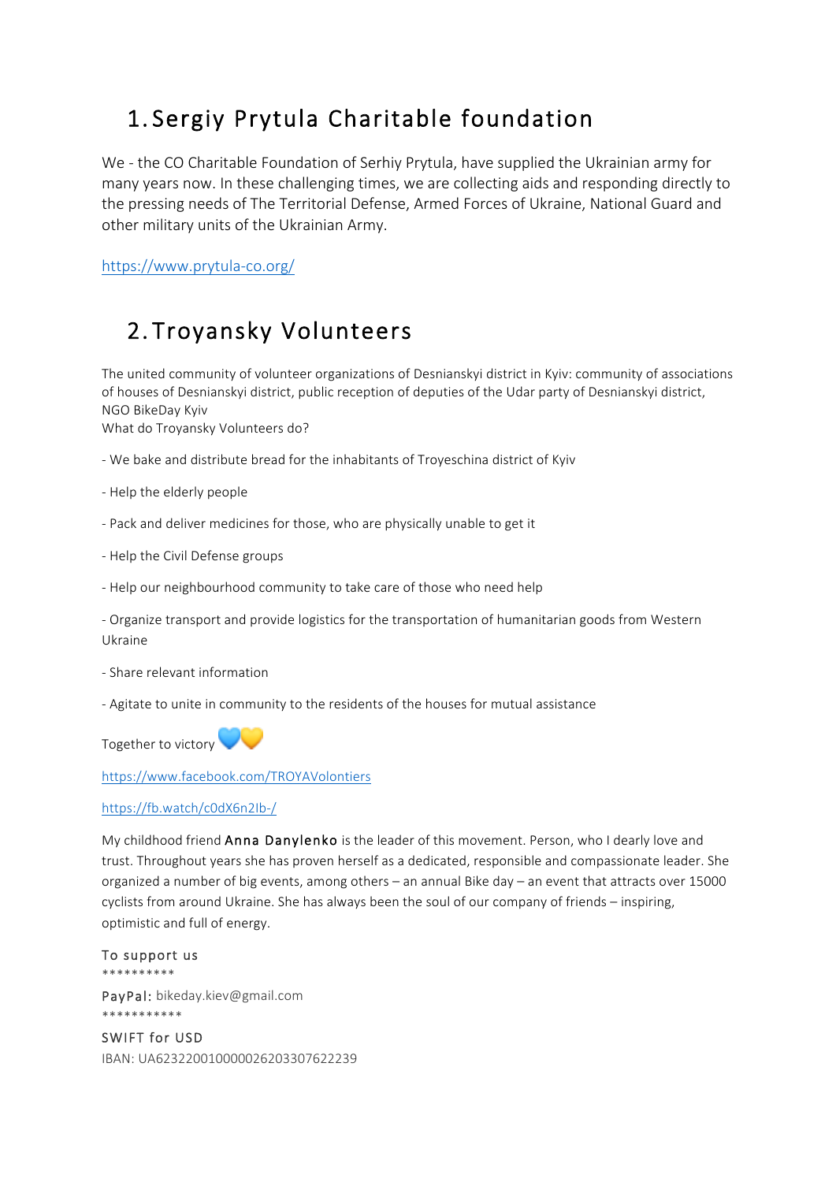## 1. Sergiy Prytula Charitable foundation

We - the CO Charitable Foundation of Serhiy Prytula, have supplied the Ukrainian army for many years now. In these challenging times, we are collecting aids and responding directly to the pressing needs of The Territorial Defense, Armed Forces of Ukraine, National Guard and other military units of the Ukrainian Army.

https://www.prytula-co.org/

## 2. Troyansky Volunteers

The united community of volunteer organizations of Desnianskyi district in Kyiv: community of associations of houses of Desnianskyi district, public reception of deputies of the Udar party of Desnianskyi district, NGO BikeDay Kyiv
What do Troyansky Volunteers do?

- We bake and distribute bread for the inhabitants of Troyeschina district of Kyiv

- Help the elderly people

- Pack and deliver medicines for those, who are physically unable to get it

- Help the Civil Defense groups

- Help our neighbourhood community to take care of those who need help

- Organize transport and provide logistics for the transportation of humanitarian goods from Western Ukraine

- Share relevant information

- Agitate to unite in community to the residents of the houses for mutual assistance

Together to victory 💙💛

https://www.facebook.com/TROYAVolontiers

https://fb.watch/c0dX6n2Ib-/

My childhood friend **Anna Danylenko** is the leader of this movement. Person, who I dearly love and trust. Throughout years she has proven herself as a dedicated, responsible and compassionate leader. She organized a number of big events, among others – an annual Bike day – an event that attracts over 15000 cyclists from around Ukraine. She has always been the soul of our company of friends – inspiring, optimistic and full of energy.

To support us
**********
PayPal: bikeday.kiev@gmail.com
***********
SWIFT for USD
IBAN: UA623220010000026203307622239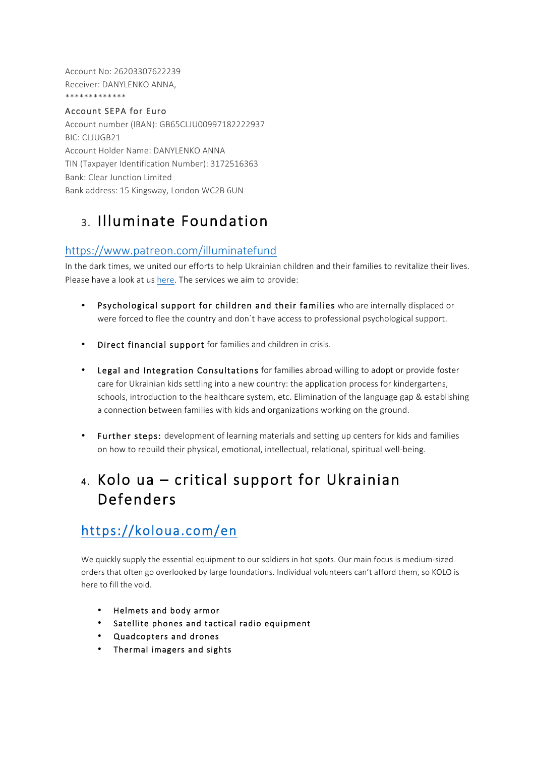Account No: 26203307622239
Receiver: DANYLENKO ANNA,
*************

Account SEPA for Euro
Account number (IBAN): GB65CLJU00997182222937
BIC: CLJUGB21
Account Holder Name: DANYLENKO ANNA
TIN (Taxpayer Identification Number): 3172516363
Bank: Clear Junction Limited
Bank address: 15 Kingsway, London WC2B 6UN

## 3. Illuminate Foundation

### https://www.patreon.com/illuminatefund

In the dark times, we united our efforts to help Ukrainian children and their families to revitalize their lives. Please have a look at us here. The services we aim to provide:

- **Psychological support for children and their families** who are internally displaced or were forced to flee the country and don`t have access to professional psychological support.
- **Direct financial support** for families and children in crisis.
- **Legal and Integration Consultations** for families abroad willing to adopt or provide foster care for Ukrainian kids settling into a new country: the application process for kindergartens, schools, introduction to the healthcare system, etc. Elimination of the language gap & establishing a connection between families with kids and organizations working on the ground.
- **Further steps:** development of learning materials and setting up centers for kids and families on how to rebuild their physical, emotional, intellectual, relational, spiritual well-being.

## 4. Kolo ua – critical support for Ukrainian Defenders

### https://koloua.com/en

We quickly supply the essential equipment to our soldiers in hot spots. Our main focus is medium-sized orders that often go overlooked by large foundations. Individual volunteers can't afford them, so KOLO is here to fill the void.

- Helmets and body armor
- Satellite phones and tactical radio equipment
- Quadcopters and drones
- Thermal imagers and sights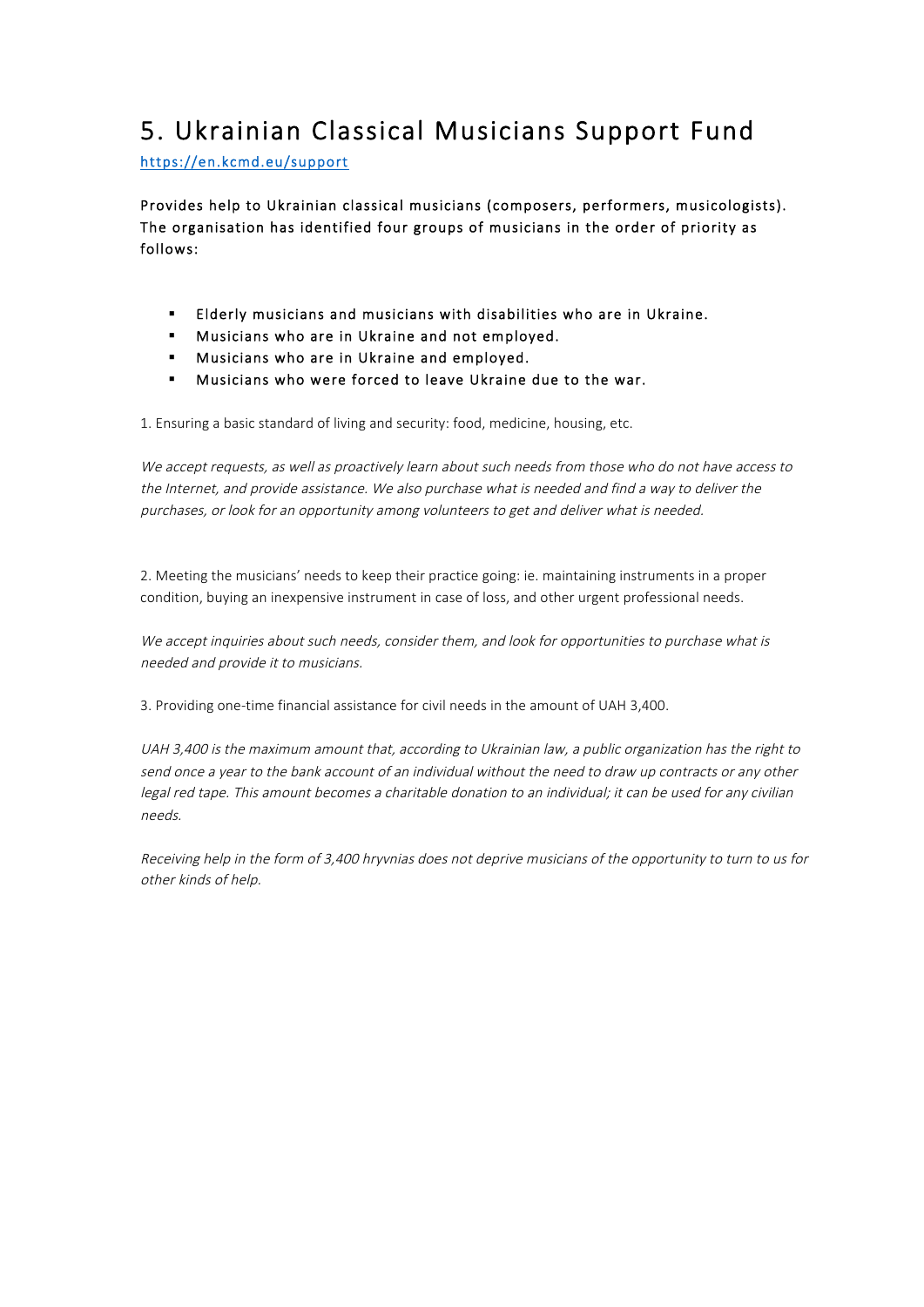# 5. Ukrainian Classical Musicians Support Fund

https://en.kcmd.eu/support

Provides help to Ukrainian classical musicians (composers, performers, musicologists). The organisation has identified four groups of musicians in the order of priority as follows:

- Elderly musicians and musicians with disabilities who are in Ukraine.
- Musicians who are in Ukraine and not employed.
- Musicians who are in Ukraine and employed.
- Musicians who were forced to leave Ukraine due to the war.

1. Ensuring a basic standard of living and security: food, medicine, housing, etc.

*We accept requests, as well as proactively learn about such needs from those who do not have access to the Internet, and provide assistance. We also purchase what is needed and find a way to deliver the purchases, or look for an opportunity among volunteers to get and deliver what is needed.*

2. Meeting the musicians' needs to keep their practice going: ie. maintaining instruments in a proper condition, buying an inexpensive instrument in case of loss, and other urgent professional needs.

*We accept inquiries about such needs, consider them, and look for opportunities to purchase what is needed and provide it to musicians.*

3. Providing one-time financial assistance for civil needs in the amount of UAH 3,400.

*UAH 3,400 is the maximum amount that, according to Ukrainian law, a public organization has the right to send once a year to the bank account of an individual without the need to draw up contracts or any other legal red tape. This amount becomes a charitable donation to an individual; it can be used for any civilian needs.*

*Receiving help in the form of 3,400 hryvnias does not deprive musicians of the opportunity to turn to us for other kinds of help.*